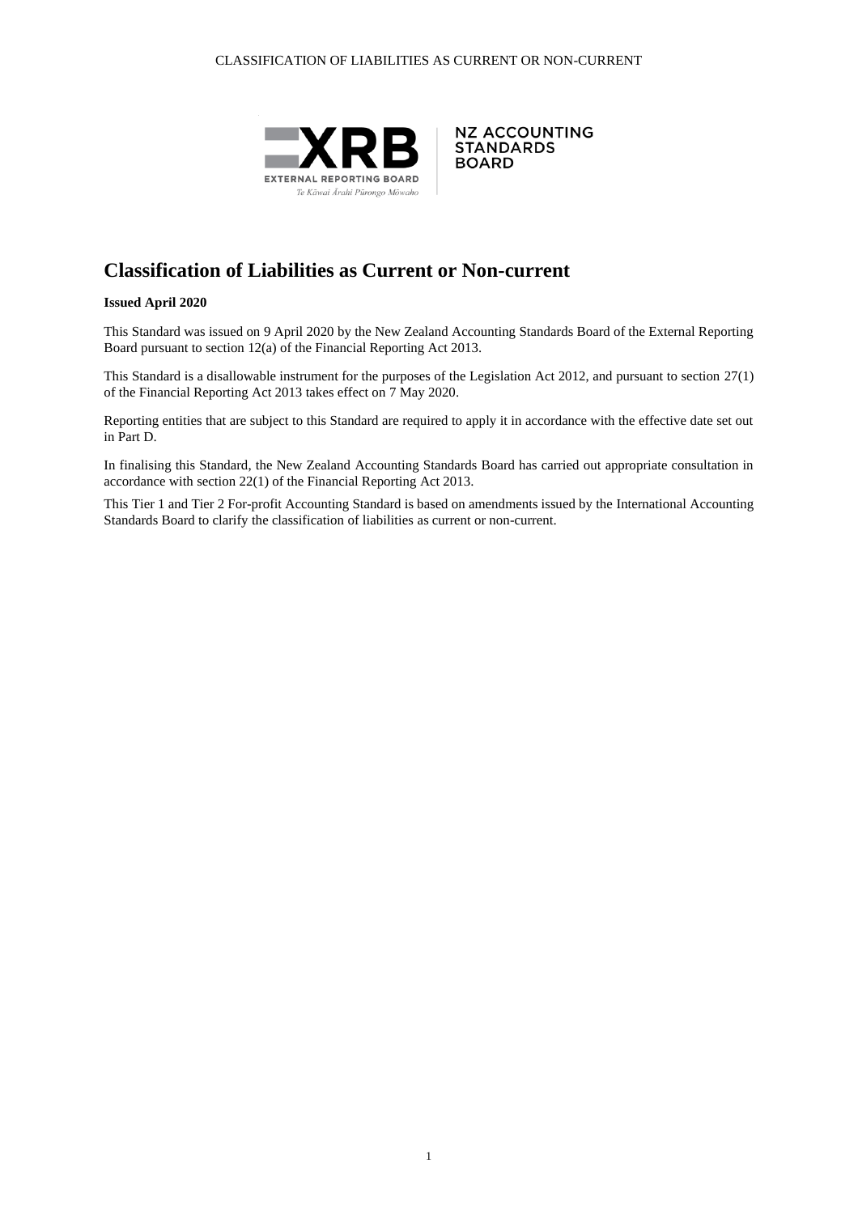# Classification of Liabilities as Current or Non-current

**Issued April 2020**

This Standard was issued on 9 April 2020 by the New Zealand Accounting Standards Board of the External Reporting Board pursuant to section 12(a) of the Financial Reporting Act 2013.

This Standard is a disallowable instrument for the purposes of the Legislation Act 2012, and pursuant to section 27(1) of the Financial Reporting Act 2013 takes effect on 7 May 2020.

Reporting entities that are subject to this Standard are required to apply it in accordance with the effective date set out in Part D.

In finalising this Standard, the New Zealand Accounting Standards Board has carried out appropriate consultation in accordance with section 22(1) of the Financial Reporting Act 2013.

This Tier 1 and Tier 2 For-profit Accounting Standard is based on amendments issued by the International Accounting Standards Board to clarify the classification of liabilities as current or non-current.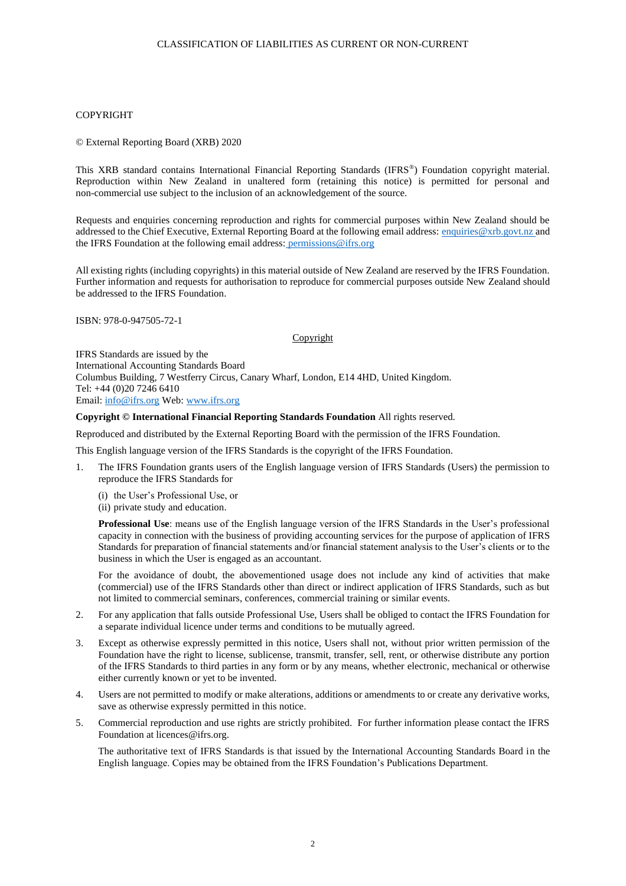COPYRIGHT

© External Reporting Board (XRB) 2020

This XRB standard contains International Financial Reporting Standards (IFRS®) Foundation copyright material. Reproduction within New Zealand in unaltered form (retaining this notice) is permitted for personal and non-commercial use subject to the inclusion of an acknowledgement of the source.

Requests and enquiries concerning reproduction and rights for commercial purposes within New Zealand should be addressed to the Chief Executive, External Reporting Board at the following email address: enquiries@xrb.govt.nz and the IFRS Foundation at the following email address: permissions@ifrs.org

All existing rights (including copyrights) in this material outside of New Zealand are reserved by the IFRS Foundation. Further information and requests for authorisation to reproduce for commercial purposes outside New Zealand should be addressed to the IFRS Foundation.

ISBN: 978-0-947505-72-1

Copyright

IFRS Standards are issued by the
International Accounting Standards Board
Columbus Building, 7 Westferry Circus, Canary Wharf, London, E14 4HD, United Kingdom.
Tel: +44 (0)20 7246 6410
Email: info@ifrs.org Web: www.ifrs.org

**Copyright © International Financial Reporting Standards Foundation** All rights reserved.

Reproduced and distributed by the External Reporting Board with the permission of the IFRS Foundation.

This English language version of the IFRS Standards is the copyright of the IFRS Foundation.

1. The IFRS Foundation grants users of the English language version of IFRS Standards (Users) the permission to reproduce the IFRS Standards for

   (i) the User's Professional Use, or
   (ii) private study and education.

   **Professional Use**: means use of the English language version of the IFRS Standards in the User's professional capacity in connection with the business of providing accounting services for the purpose of application of IFRS Standards for preparation of financial statements and/or financial statement analysis to the User's clients or to the business in which the User is engaged as an accountant.

   For the avoidance of doubt, the abovementioned usage does not include any kind of activities that make (commercial) use of the IFRS Standards other than direct or indirect application of IFRS Standards, such as but not limited to commercial seminars, conferences, commercial training or similar events.

2. For any application that falls outside Professional Use, Users shall be obliged to contact the IFRS Foundation for a separate individual licence under terms and conditions to be mutually agreed.

3. Except as otherwise expressly permitted in this notice, Users shall not, without prior written permission of the Foundation have the right to license, sublicense, transmit, transfer, sell, rent, or otherwise distribute any portion of the IFRS Standards to third parties in any form or by any means, whether electronic, mechanical or otherwise either currently known or yet to be invented.

4. Users are not permitted to modify or make alterations, additions or amendments to or create any derivative works, save as otherwise expressly permitted in this notice.

5. Commercial reproduction and use rights are strictly prohibited. For further information please contact the IFRS Foundation at licences@ifrs.org.

   The authoritative text of IFRS Standards is that issued by the International Accounting Standards Board in the English language. Copies may be obtained from the IFRS Foundation's Publications Department.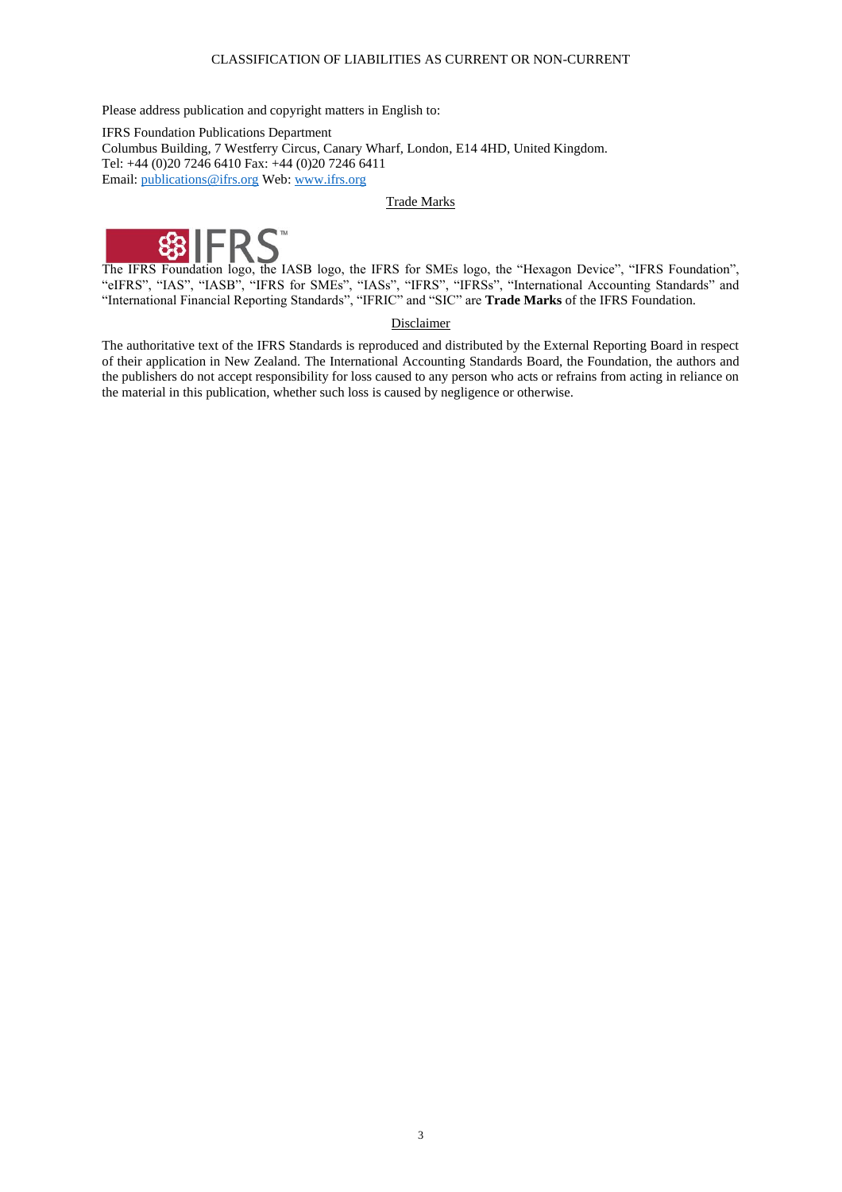Please address publication and copyright matters in English to:

IFRS Foundation Publications Department
Columbus Building, 7 Westferry Circus, Canary Wharf, London, E14 4HD, United Kingdom.
Tel: +44 (0)20 7246 6410 Fax: +44 (0)20 7246 6411
Email: publications@ifrs.org Web: www.ifrs.org

Trade Marks

The IFRS Foundation logo, the IASB logo, the IFRS for SMEs logo, the "Hexagon Device", "IFRS Foundation", "eIFRS", "IAS", "IASB", "IFRS for SMEs", "IASs", "IFRS", "IFRSs", "International Accounting Standards" and "International Financial Reporting Standards", "IFRIC" and "SIC" are **Trade Marks** of the IFRS Foundation.

Disclaimer

The authoritative text of the IFRS Standards is reproduced and distributed by the External Reporting Board in respect of their application in New Zealand. The International Accounting Standards Board, the Foundation, the authors and the publishers do not accept responsibility for loss caused to any person who acts or refrains from acting in reliance on the material in this publication, whether such loss is caused by negligence or otherwise.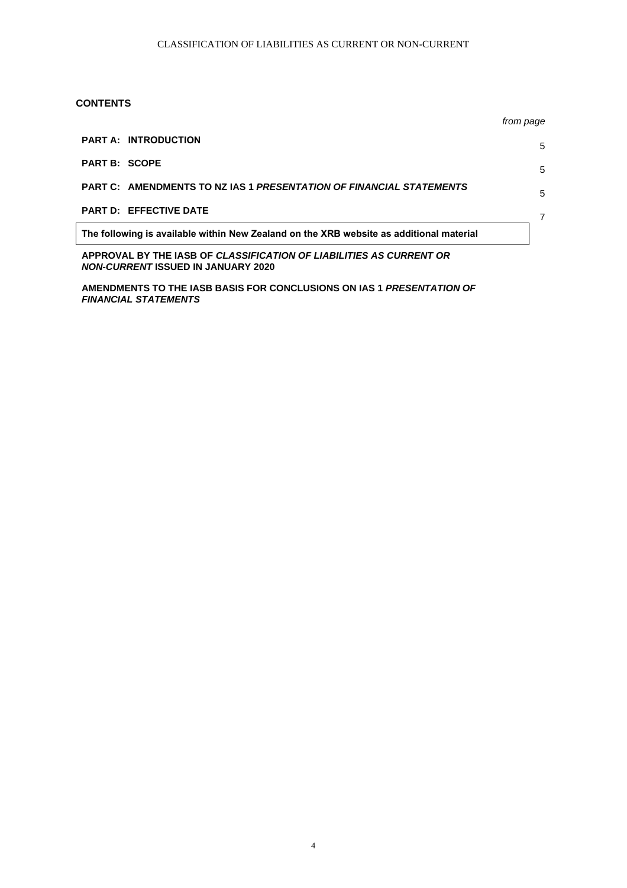## CONTENTS

| | *from page* |
|---|---|
| **PART A: INTRODUCTION** | 5 |
| **PART B: SCOPE** | 5 |
| **PART C: AMENDMENTS TO NZ IAS 1 *PRESENTATION OF FINANCIAL STATEMENTS*** | 5 |
| **PART D: EFFECTIVE DATE** | 7 |

**The following is available within New Zealand on the XRB website as additional material**

**APPROVAL BY THE IASB OF *CLASSIFICATION OF LIABILITIES AS CURRENT OR NON-CURRENT* ISSUED IN JANUARY 2020**

**AMENDMENTS TO THE IASB BASIS FOR CONCLUSIONS ON IAS 1 *PRESENTATION OF FINANCIAL STATEMENTS***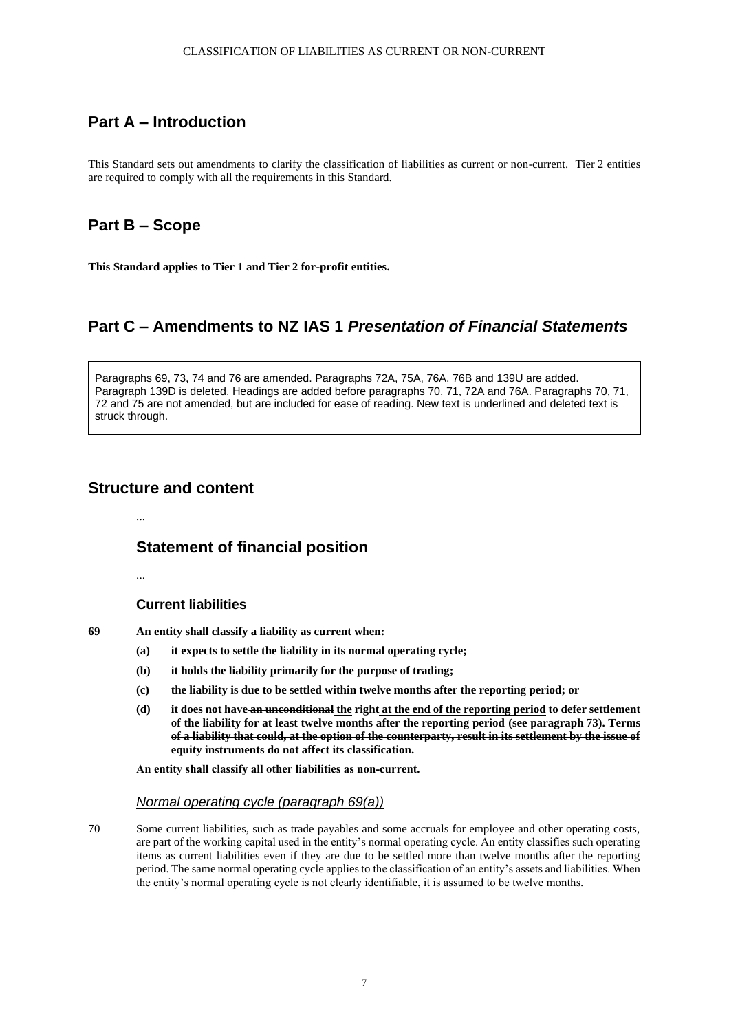# Part A – Introduction

This Standard sets out amendments to clarify the classification of liabilities as current or non-current. Tier 2 entities are required to comply with all the requirements in this Standard.

# Part B – Scope

**This Standard applies to Tier 1 and Tier 2 for-profit entities.**

# Part C – Amendments to NZ IAS 1 *Presentation of Financial Statements*

Paragraphs 69, 73, 74 and 76 are amended. Paragraphs 72A, 75A, 76A, 76B and 139U are added. Paragraph 139D is deleted. Headings are added before paragraphs 70, 71, 72A and 76A. Paragraphs 70, 71, 72 and 75 are not amended, but are included for ease of reading. New text is underlined and deleted text is struck through.

## Structure and content

...

## Statement of financial position

...

### Current liabilities

69 **An entity shall classify a liability as current when:**

- **(a) it expects to settle the liability in its normal operating cycle;**
- **(b) it holds the liability primarily for the purpose of trading;**
- **(c) the liability is due to be settled within twelve months after the reporting period; or**
- **(d) it does not have ~~an unconditional~~ <u>the</u> right <u>at the end of the reporting period</u> to defer settlement of the liability for at least twelve months after the reporting period ~~(see paragraph 73). Terms of a liability that could, at the option of the counterparty, result in its settlement by the issue of equity instruments do not affect its classification~~.**

**An entity shall classify all other liabilities as non-current.**

#### <u>*Normal operating cycle (paragraph 69(a))*</u>

70 Some current liabilities, such as trade payables and some accruals for employee and other operating costs, are part of the working capital used in the entity's normal operating cycle. An entity classifies such operating items as current liabilities even if they are due to be settled more than twelve months after the reporting period. The same normal operating cycle applies to the classification of an entity's assets and liabilities. When the entity's normal operating cycle is not clearly identifiable, it is assumed to be twelve months.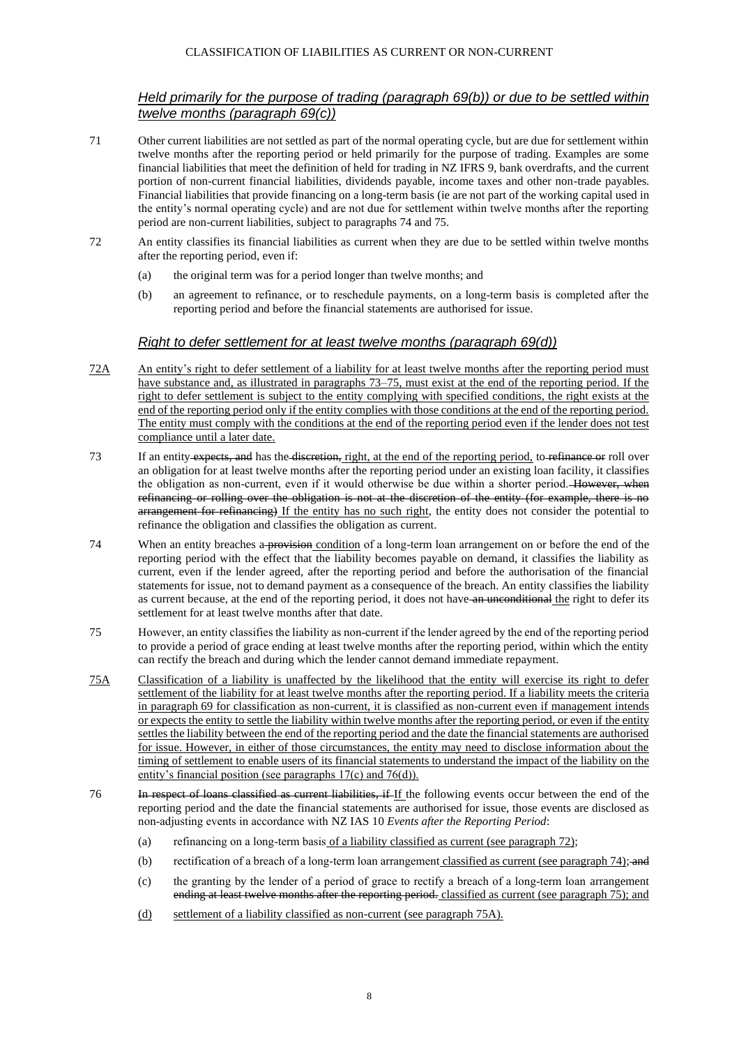### <u>*Held primarily for the purpose of trading (paragraph 69(b)) or due to be settled within twelve months (paragraph 69(c))*</u>

71 Other current liabilities are not settled as part of the normal operating cycle, but are due for settlement within twelve months after the reporting period or held primarily for the purpose of trading. Examples are some financial liabilities that meet the definition of held for trading in NZ IFRS 9, bank overdrafts, and the current portion of non-current financial liabilities, dividends payable, income taxes and other non-trade payables. Financial liabilities that provide financing on a long-term basis (ie are not part of the working capital used in the entity's normal operating cycle) and are not due for settlement within twelve months after the reporting period are non-current liabilities, subject to paragraphs 74 and 75.

72 An entity classifies its financial liabilities as current when they are due to be settled within twelve months after the reporting period, even if:

(a) the original term was for a period longer than twelve months; and

(b) an agreement to refinance, or to reschedule payments, on a long-term basis is completed after the reporting period and before the financial statements are authorised for issue.

### <u>*Right to defer settlement for at least twelve months (paragraph 69(d))*</u>

<u>72A</u> <u>An entity's right to defer settlement of a liability for at least twelve months after the reporting period must have substance and, as illustrated in paragraphs 73–75, must exist at the end of the reporting period. If the right to defer settlement is subject to the entity complying with specified conditions, the right exists at the end of the reporting period only if the entity complies with those conditions at the end of the reporting period. The entity must comply with the conditions at the end of the reporting period even if the lender does not test compliance until a later date.</u>

73 If an entity ~~expects, and~~ has the ~~discretion,~~ <u>right, at the end of the reporting period,</u> to ~~refinance or~~ roll over an obligation for at least twelve months after the reporting period under an existing loan facility, it classifies the obligation as non-current, even if it would otherwise be due within a shorter period. ~~However, when refinancing or rolling over the obligation is not at the discretion of the entity (for example, there is no arrangement for refinancing)~~ <u>If the entity has no such right</u>, the entity does not consider the potential to refinance the obligation and classifies the obligation as current.

74 When an entity breaches a ~~provision~~ <u>condition</u> of a long-term loan arrangement on or before the end of the reporting period with the effect that the liability becomes payable on demand, it classifies the liability as current, even if the lender agreed, after the reporting period and before the authorisation of the financial statements for issue, not to demand payment as a consequence of the breach. An entity classifies the liability as current because, at the end of the reporting period, it does not have ~~an unconditional~~ <u>the</u> right to defer its settlement for at least twelve months after that date.

75 However, an entity classifies the liability as non-current if the lender agreed by the end of the reporting period to provide a period of grace ending at least twelve months after the reporting period, within which the entity can rectify the breach and during which the lender cannot demand immediate repayment.

<u>75A</u> <u>Classification of a liability is unaffected by the likelihood that the entity will exercise its right to defer settlement of the liability for at least twelve months after the reporting period. If a liability meets the criteria in paragraph 69 for classification as non-current, it is classified as non-current even if management intends or expects the entity to settle the liability within twelve months after the reporting period, or even if the entity settles the liability between the end of the reporting period and the date the financial statements are authorised for issue. However, in either of those circumstances, the entity may need to disclose information about the timing of settlement to enable users of its financial statements to understand the impact of the liability on the entity's financial position (see paragraphs 17(c) and 76(d)).</u>

76 ~~In respect of loans classified as current liabilities, if~~ <u>If</u> the following events occur between the end of the reporting period and the date the financial statements are authorised for issue, those events are disclosed as non-adjusting events in accordance with NZ IAS 10 *Events after the Reporting Period*:

(a) refinancing on a long-term basis <u>of a liability classified as current (see paragraph 72)</u>;

(b) rectification of a breach of a long-term loan arrangement <u>classified as current (see paragraph 74)</u>; ~~and~~

(c) the granting by the lender of a period of grace to rectify a breach of a long-term loan arrangement ~~ending at least twelve months after the reporting period.~~ <u>classified as current (see paragraph 75); and</u>

<u>(d)</u> <u>settlement of a liability classified as non-current (see paragraph 75A).</u>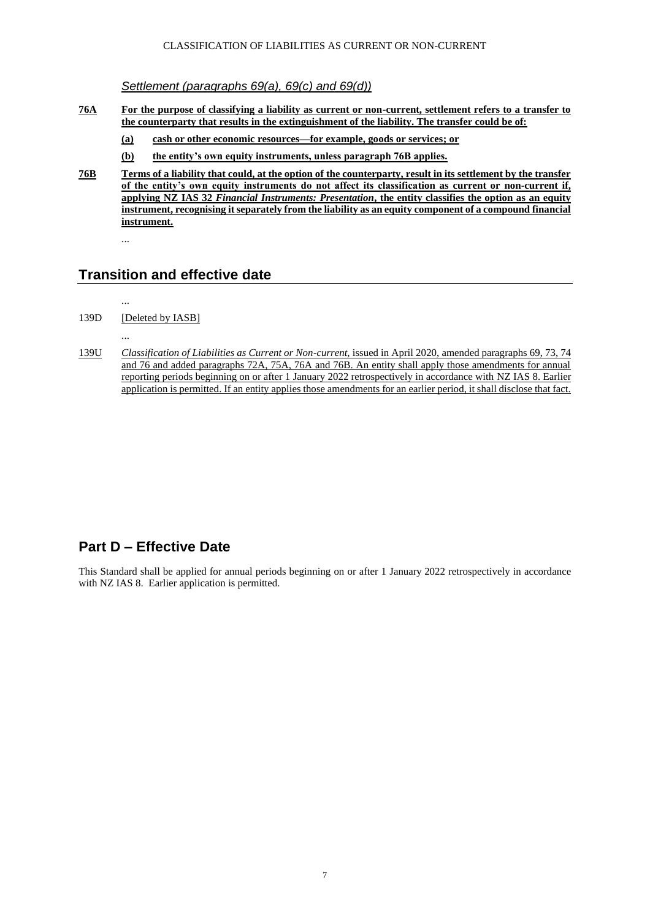*Settlement (paragraphs 69(a), 69(c) and 69(d))*

**76A For the purpose of classifying a liability as current or non-current, settlement refers to a transfer to the counterparty that results in the extinguishment of the liability. The transfer could be of:**

**(a) cash or other economic resources—for example, goods or services; or**

**(b) the entity's own equity instruments, unless paragraph 76B applies.**

**76B Terms of a liability that could, at the option of the counterparty, result in its settlement by the transfer of the entity's own equity instruments do not affect its classification as current or non-current if, applying NZ IAS 32 *Financial Instruments: Presentation*, the entity classifies the option as an equity instrument, recognising it separately from the liability as an equity component of a compound financial instrument.**

...

## Transition and effective date

...

139D [Deleted by IASB]

...

139U *Classification of Liabilities as Current or Non-current,* issued in April 2020, amended paragraphs 69, 73, 74 and 76 and added paragraphs 72A, 75A, 76A and 76B. An entity shall apply those amendments for annual reporting periods beginning on or after 1 January 2022 retrospectively in accordance with NZ IAS 8. Earlier application is permitted. If an entity applies those amendments for an earlier period, it shall disclose that fact.

## Part D – Effective Date

This Standard shall be applied for annual periods beginning on or after 1 January 2022 retrospectively in accordance with NZ IAS 8. Earlier application is permitted.